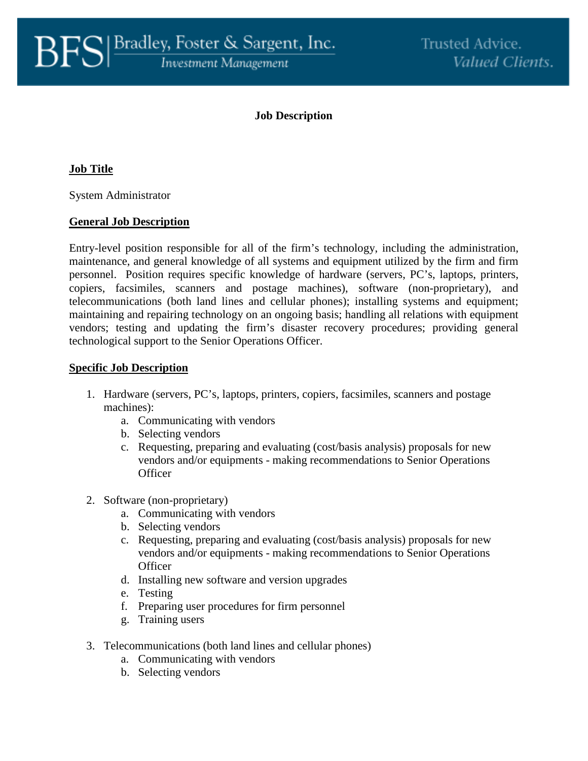**BFS | Bradley, Foster & Sargent, Inc.**
*Investment Management*

Trusted Advice.
*Valued Clients.*

# Job Description

## Job Title

System Administrator

## General Job Description

Entry-level position responsible for all of the firm's technology, including the administration, maintenance, and general knowledge of all systems and equipment utilized by the firm and firm personnel. Position requires specific knowledge of hardware (servers, PC's, laptops, printers, copiers, facsimiles, scanners and postage machines), software (non-proprietary), and telecommunications (both land lines and cellular phones); installing systems and equipment; maintaining and repairing technology on an ongoing basis; handling all relations with equipment vendors; testing and updating the firm's disaster recovery procedures; providing general technological support to the Senior Operations Officer.

## Specific Job Description

1. Hardware (servers, PC's, laptops, printers, copiers, facsimiles, scanners and postage machines):
   a. Communicating with vendors
   b. Selecting vendors
   c. Requesting, preparing and evaluating (cost/basis analysis) proposals for new vendors and/or equipments - making recommendations to Senior Operations Officer

2. Software (non-proprietary)
   a. Communicating with vendors
   b. Selecting vendors
   c. Requesting, preparing and evaluating (cost/basis analysis) proposals for new vendors and/or equipments - making recommendations to Senior Operations Officer
   d. Installing new software and version upgrades
   e. Testing
   f. Preparing user procedures for firm personnel
   g. Training users

3. Telecommunications (both land lines and cellular phones)
   a. Communicating with vendors
   b. Selecting vendors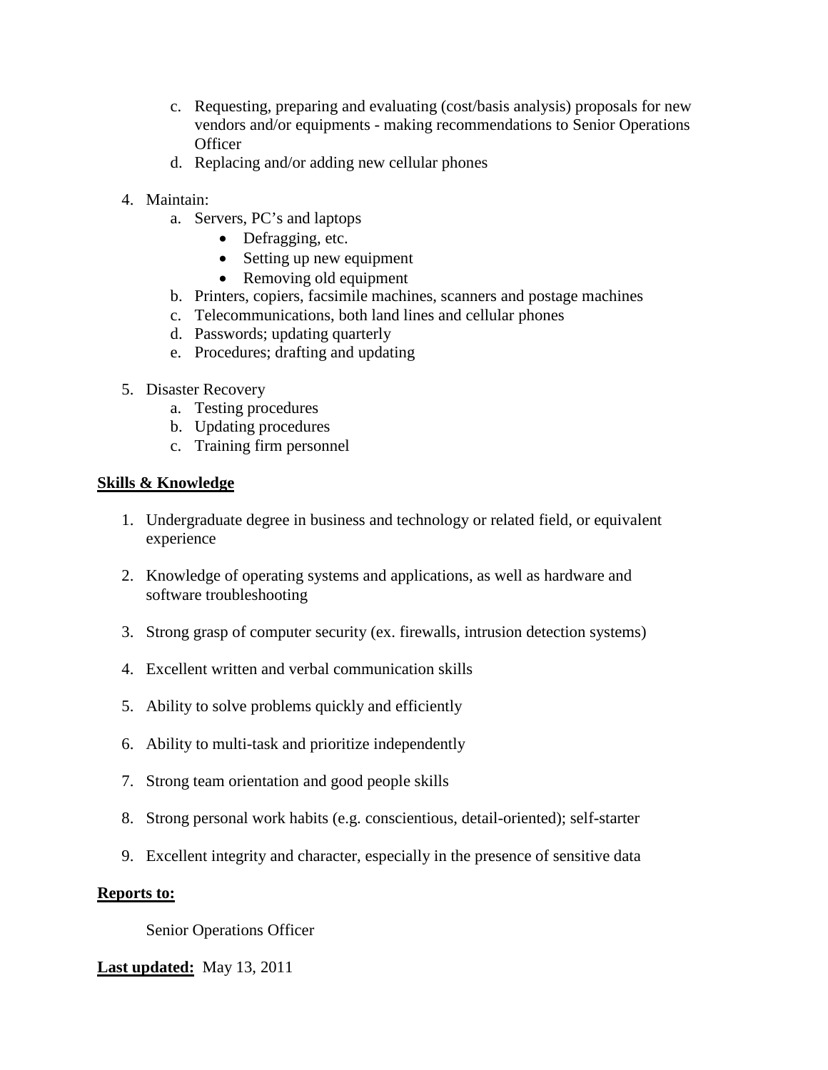c. Requesting, preparing and evaluating (cost/basis analysis) proposals for new vendors and/or equipments - making recommendations to Senior Operations Officer
   d. Replacing and/or adding new cellular phones

4. Maintain:
   a. Servers, PC's and laptops
      - Defragging, etc.
      - Setting up new equipment
      - Removing old equipment
   b. Printers, copiers, facsimile machines, scanners and postage machines
   c. Telecommunications, both land lines and cellular phones
   d. Passwords; updating quarterly
   e. Procedures; drafting and updating

5. Disaster Recovery
   a. Testing procedures
   b. Updating procedures
   c. Training firm personnel

**Skills & Knowledge**

1. Undergraduate degree in business and technology or related field, or equivalent experience

2. Knowledge of operating systems and applications, as well as hardware and software troubleshooting

3. Strong grasp of computer security (ex. firewalls, intrusion detection systems)

4. Excellent written and verbal communication skills

5. Ability to solve problems quickly and efficiently

6. Ability to multi-task and prioritize independently

7. Strong team orientation and good people skills

8. Strong personal work habits (e.g. conscientious, detail-oriented); self-starter

9. Excellent integrity and character, especially in the presence of sensitive data

**Reports to:**

Senior Operations Officer

**Last updated:** May 13, 2011